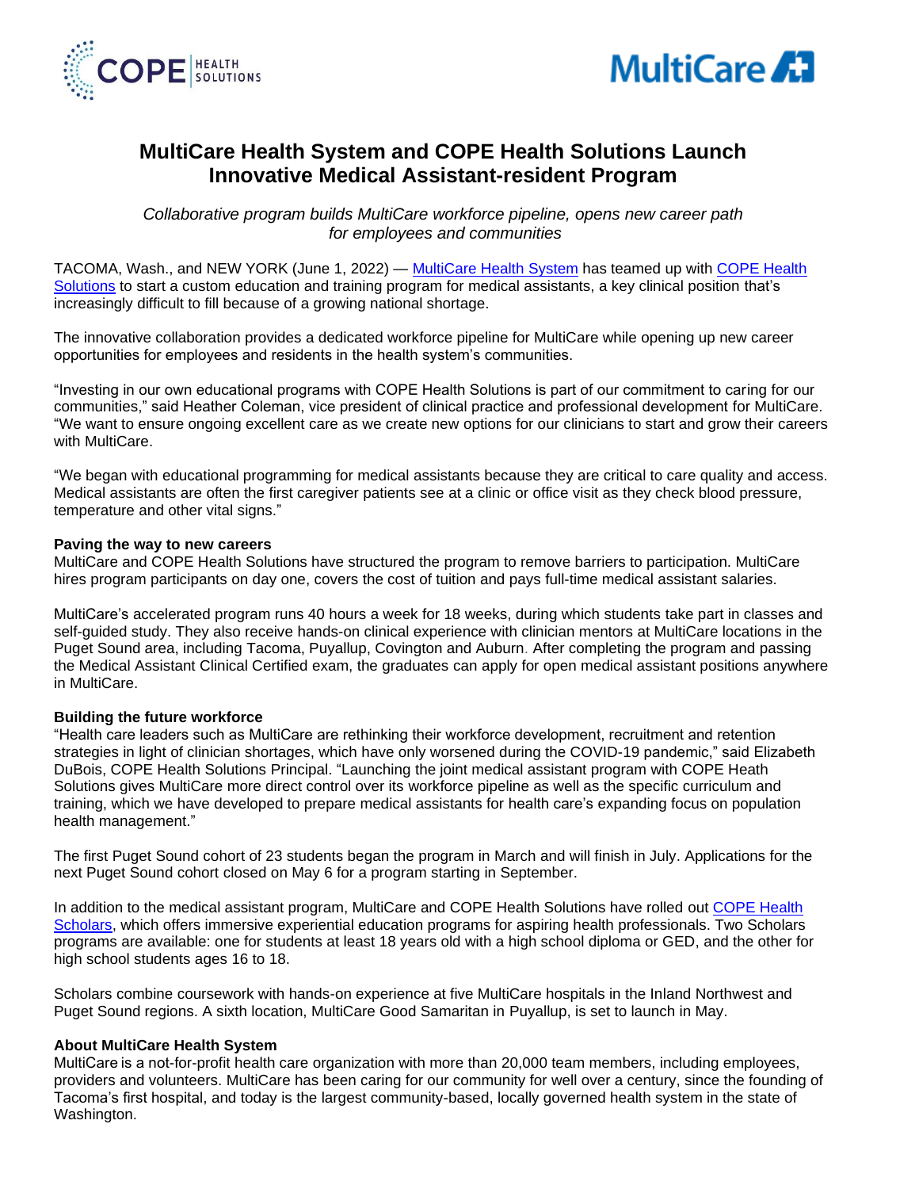# MultiCare Health System and COPE Health Solutions Launch Innovative Medical Assistant-resident Program

*Collaborative program builds MultiCare workforce pipeline, opens new career path for employees and communities*

TACOMA, Wash., and NEW YORK (June 1, 2022) — MultiCare Health System has teamed up with COPE Health Solutions to start a custom education and training program for medical assistants, a key clinical position that's increasingly difficult to fill because of a growing national shortage.

The innovative collaboration provides a dedicated workforce pipeline for MultiCare while opening up new career opportunities for employees and residents in the health system's communities.

"Investing in our own educational programs with COPE Health Solutions is part of our commitment to caring for our communities," said Heather Coleman, vice president of clinical practice and professional development for MultiCare. "We want to ensure ongoing excellent care as we create new options for our clinicians to start and grow their careers with MultiCare.

"We began with educational programming for medical assistants because they are critical to care quality and access. Medical assistants are often the first caregiver patients see at a clinic or office visit as they check blood pressure, temperature and other vital signs."

**Paving the way to new careers**

MultiCare and COPE Health Solutions have structured the program to remove barriers to participation. MultiCare hires program participants on day one, covers the cost of tuition and pays full-time medical assistant salaries.

MultiCare's accelerated program runs 40 hours a week for 18 weeks, during which students take part in classes and self-guided study. They also receive hands-on clinical experience with clinician mentors at MultiCare locations in the Puget Sound area, including Tacoma, Puyallup, Covington and Auburn. After completing the program and passing the Medical Assistant Clinical Certified exam, the graduates can apply for open medical assistant positions anywhere in MultiCare.

**Building the future workforce**

"Health care leaders such as MultiCare are rethinking their workforce development, recruitment and retention strategies in light of clinician shortages, which have only worsened during the COVID-19 pandemic," said Elizabeth DuBois, COPE Health Solutions Principal. "Launching the joint medical assistant program with COPE Heath Solutions gives MultiCare more direct control over its workforce pipeline as well as the specific curriculum and training, which we have developed to prepare medical assistants for health care's expanding focus on population health management."

The first Puget Sound cohort of 23 students began the program in March and will finish in July. Applications for the next Puget Sound cohort closed on May 6 for a program starting in September.

In addition to the medical assistant program, MultiCare and COPE Health Solutions have rolled out COPE Health Scholars, which offers immersive experiential education programs for aspiring health professionals. Two Scholars programs are available: one for students at least 18 years old with a high school diploma or GED, and the other for high school students ages 16 to 18.

Scholars combine coursework with hands-on experience at five MultiCare hospitals in the Inland Northwest and Puget Sound regions. A sixth location, MultiCare Good Samaritan in Puyallup, is set to launch in May.

**About MultiCare Health System**

MultiCare is a not-for-profit health care organization with more than 20,000 team members, including employees, providers and volunteers. MultiCare has been caring for our community for well over a century, since the founding of Tacoma's first hospital, and today is the largest community-based, locally governed health system in the state of Washington.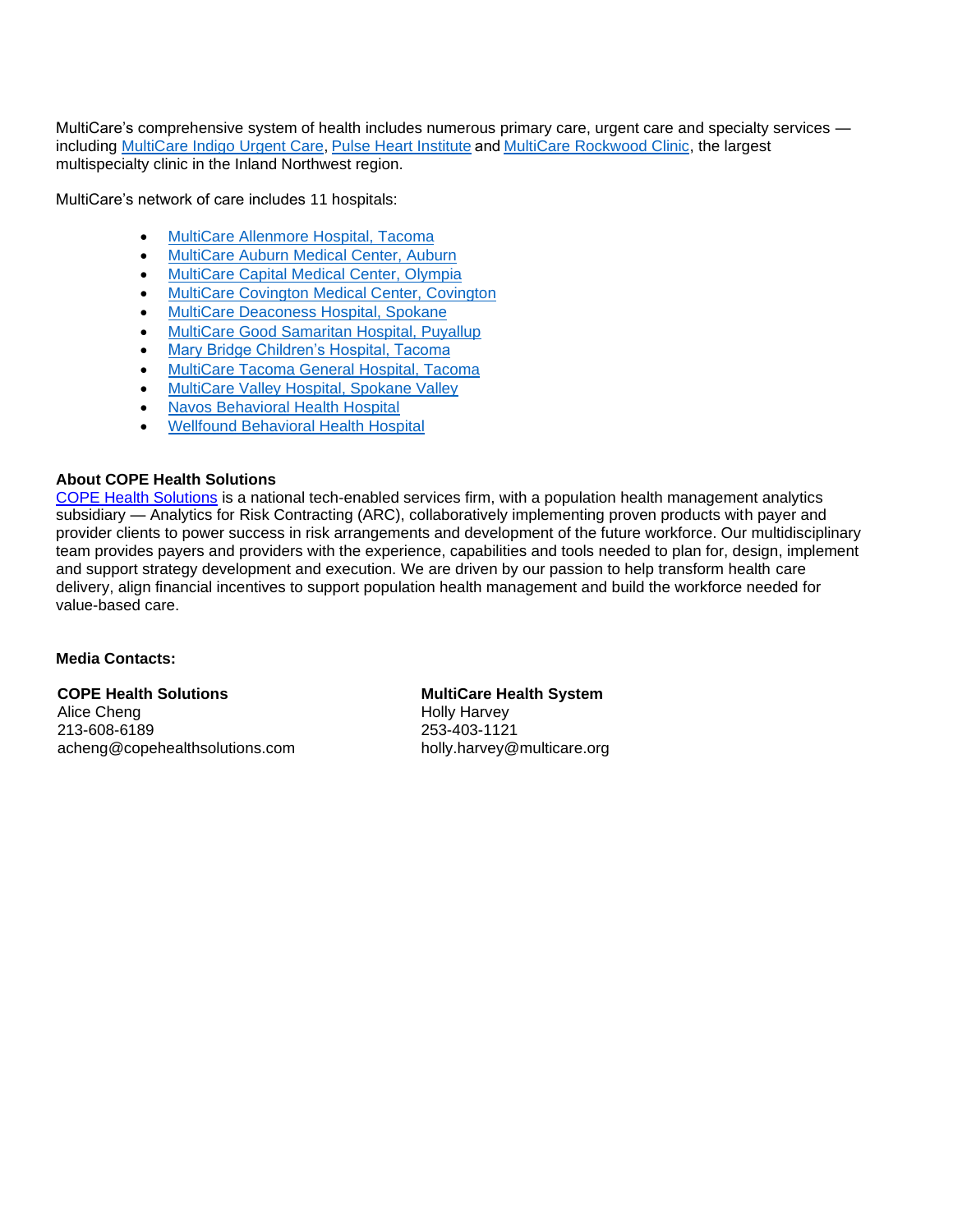MultiCare's comprehensive system of health includes numerous primary care, urgent care and specialty services — including MultiCare Indigo Urgent Care, Pulse Heart Institute and MultiCare Rockwood Clinic, the largest multispecialty clinic in the Inland Northwest region.

MultiCare's network of care includes 11 hospitals:

- MultiCare Allenmore Hospital, Tacoma
- MultiCare Auburn Medical Center, Auburn
- MultiCare Capital Medical Center, Olympia
- MultiCare Covington Medical Center, Covington
- MultiCare Deaconess Hospital, Spokane
- MultiCare Good Samaritan Hospital, Puyallup
- Mary Bridge Children's Hospital, Tacoma
- MultiCare Tacoma General Hospital, Tacoma
- MultiCare Valley Hospital, Spokane Valley
- Navos Behavioral Health Hospital
- Wellfound Behavioral Health Hospital

**About COPE Health Solutions**

COPE Health Solutions is a national tech-enabled services firm, with a population health management analytics subsidiary — Analytics for Risk Contracting (ARC), collaboratively implementing proven products with payer and provider clients to power success in risk arrangements and development of the future workforce. Our multidisciplinary team provides payers and providers with the experience, capabilities and tools needed to plan for, design, implement and support strategy development and execution. We are driven by our passion to help transform health care delivery, align financial incentives to support population health management and build the workforce needed for value-based care.

**Media Contacts:**

**COPE Health Solutions**
Alice Cheng
213-608-6189
acheng@copehealthsolutions.com

**MultiCare Health System**
Holly Harvey
253-403-1121
holly.harvey@multicare.org